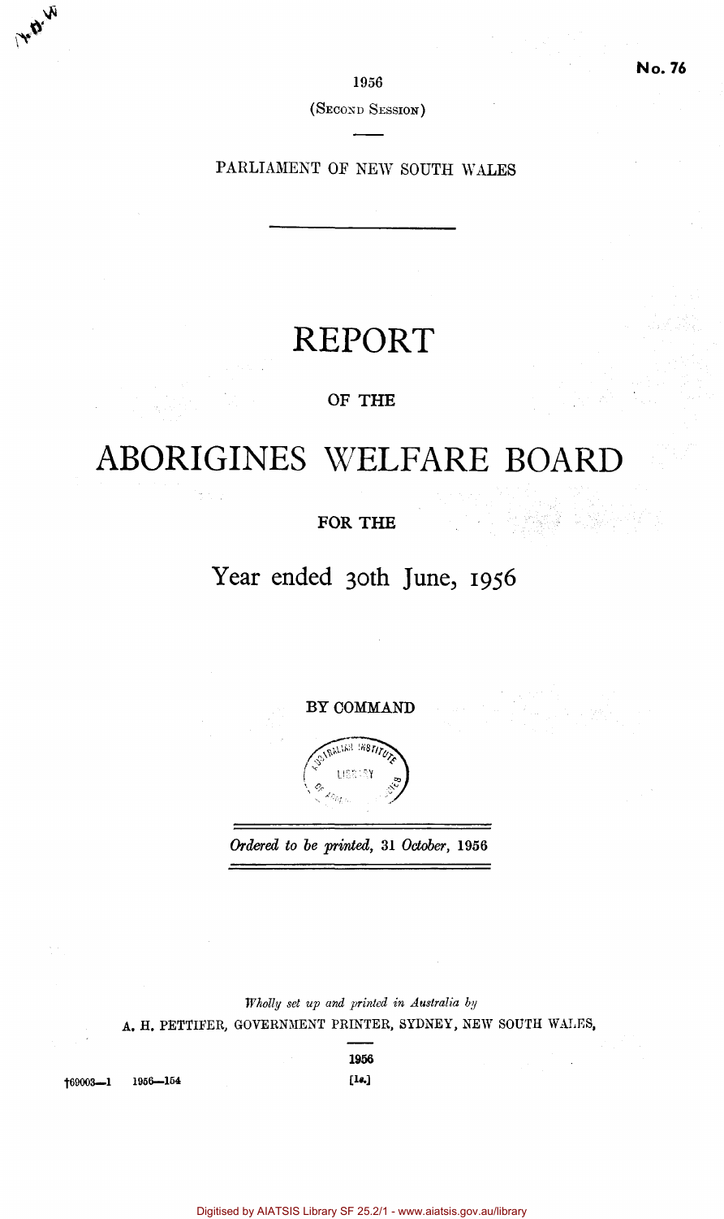No. 76

1956

(Second Session)

PARLIAMENT OF NEW SOUTH WALES

# REPORT

OF THE

# ABORIGINES WELFARE BOARD

FOR THE

## Year ended 30th June, 1956

BY COMMAND

*Ordered to be printed,* 31 *October,* 1956

*Wholly set up and printed in Australia by*

A. H. PETTIFER, GOVERNMENT PRINTER, SYDNEY, NEW SOUTH WALES,

1956

†69003—1 1956—154 [1s.]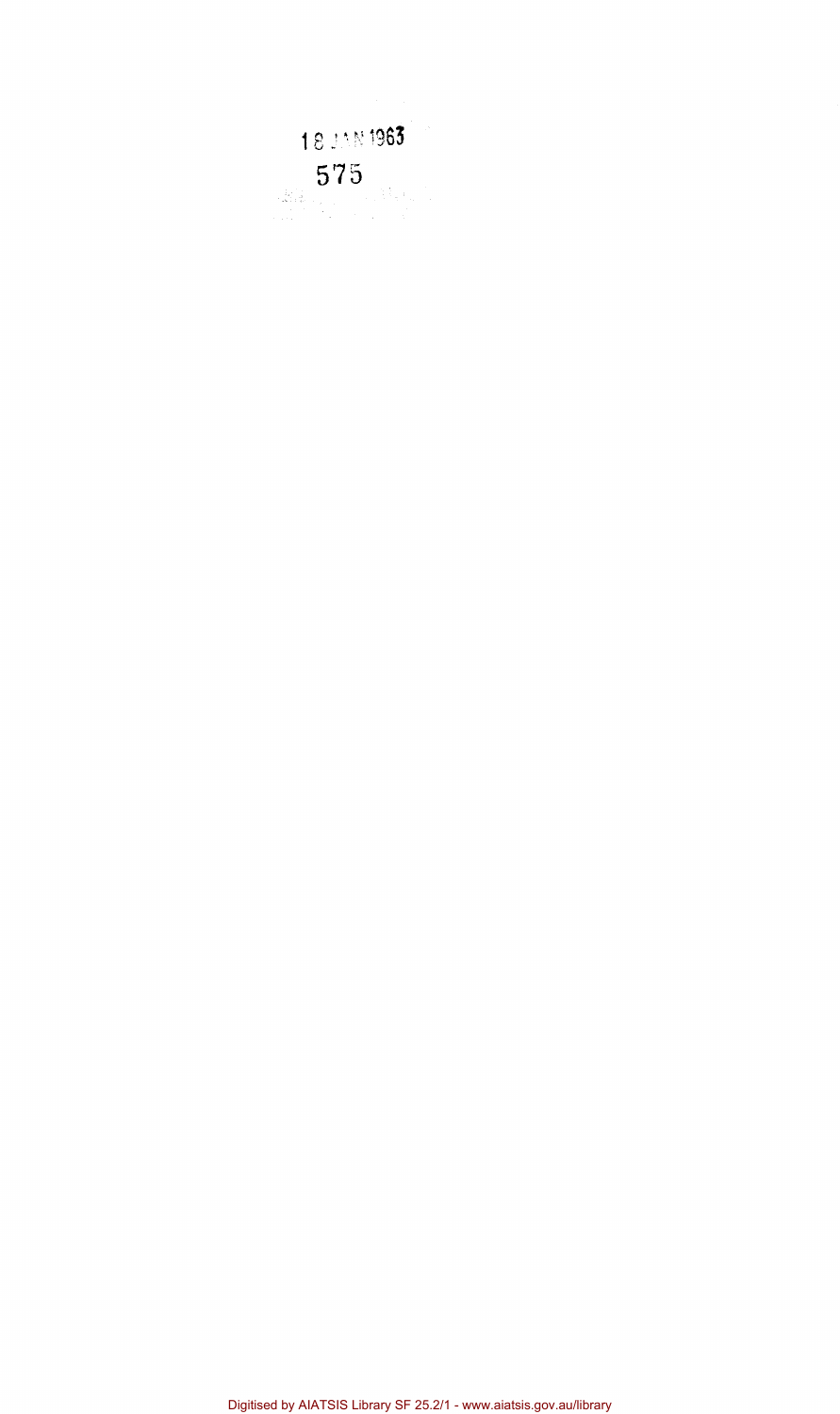18 JAN 1963

575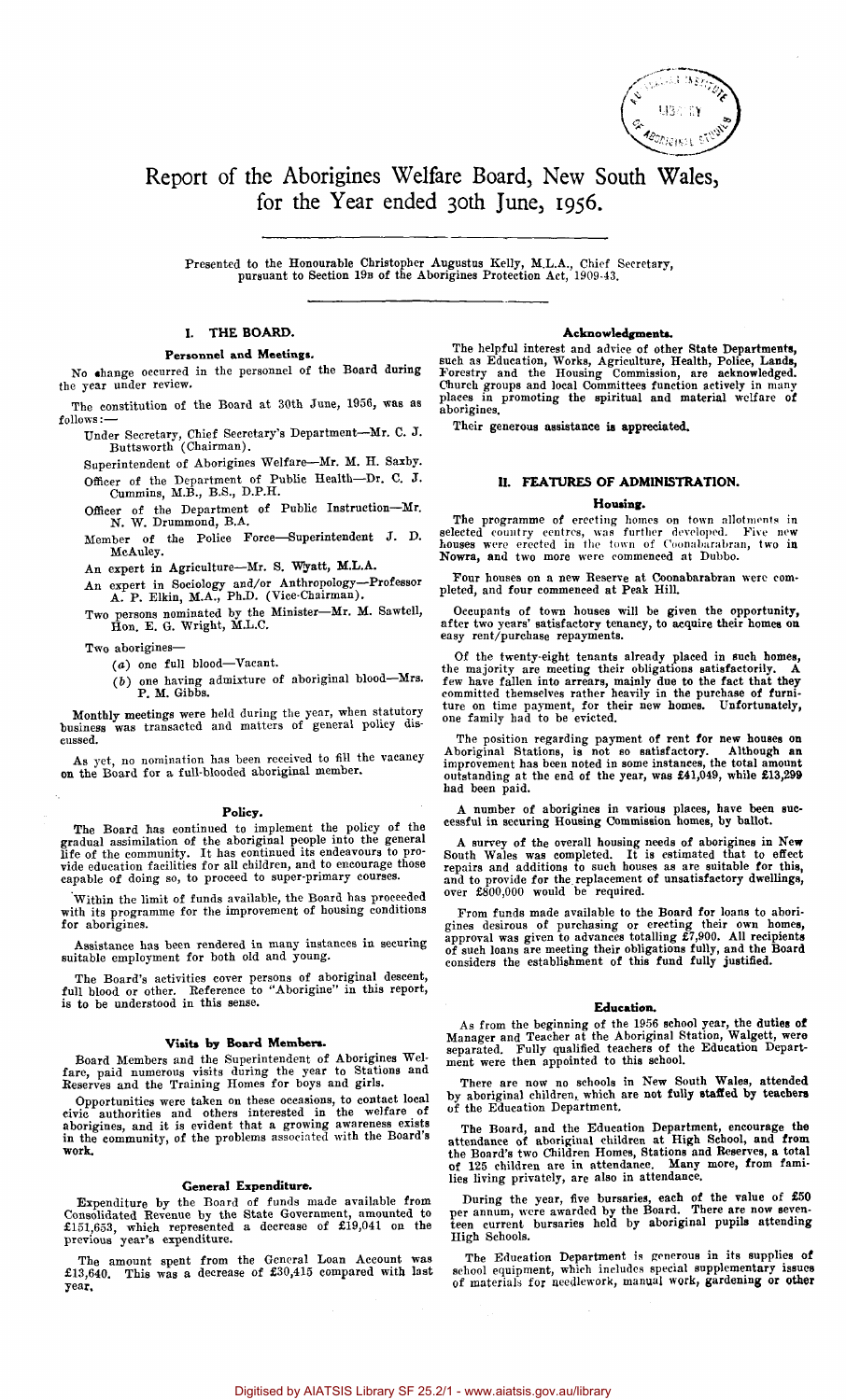# Report of the Aborigines Welfare Board, New South Wales, for the Year ended 30th June, 1956.

Presented to the Honourable Christopher Augustus Kelly, M.L.A., Chief Secretary, pursuant to Section 19B of the Aborigines Protection Act, 1909-43.

## I. THE BOARD.

### Personnel and Meetings.

No change occurred in the personnel of the Board during the year under review.

The constitution of the Board at 30th June, 1956, was as follows:—

Under Secretary, Chief Secretary's Department—Mr. C. J. Buttsworth (Chairman).

Superintendent of Aborigines Welfare—Mr. M. H. Saxby.

Officer of the Department of Public Health—Dr. C. J. Cummins, M.B., B.S., D.P.H.

Officer of the Department of Public Instruction—Mr. N. W. Drummond, B.A.

Member of the Police Force—Superintendent J. D. McAuley.

An expert in Agriculture—Mr. S. Wyatt, M.L.A.

An expert in Sociology and/or Anthropology—Professor A. P. Elkin, M.A., Ph.D. (Vice-Chairman).

Two persons nominated by the Minister—Mr. M. Sawtell, Hon. E. G. Wright, M.L.C.

Two aborigines—

(a) one full blood—Vacant.

(b) one having admixture of aboriginal blood—Mrs. P. M. Gibbs.

Monthly meetings were held during the year, when statutory business was transacted and matters of general policy discussed.

As yet, no nomination has been received to fill the vacancy on the Board for a full-blooded aboriginal member.

### Policy.

The Board has continued to implement the policy of the gradual assimilation of the aboriginal people into the general life of the community. It has continued its endeavours to provide education facilities for all children, and to encourage those capable of doing so, to proceed to super-primary courses.

Within the limit of funds available, the Board has proceeded with its programme for the improvement of housing conditions for aborigines.

Assistance has been rendered in many instances in securing suitable employment for both old and young.

The Board's activities cover persons of aboriginal descent, full blood or other. Reference to "Aborigine" in this report, is to be understood in this sense.

### Visits by Board Members.

Board Members and the Superintendent of Aborigines Welfare, paid numerous visits during the year to Stations and Reserves and the Training Homes for boys and girls.

Opportunities were taken on these occasions, to contact local civic authorities and others interested in the welfare of aborigines, and it is evident that a growing awareness exists in the community, of the problems associated with the Board's work.

### General Expenditure.

Expenditure by the Board of funds made available from Consolidated Revenue by the State Government, amounted to £151,653, which represented a decrease of £19,041 on the previous year's expenditure.

The amount spent from the General Loan Account was £13,640. This was a decrease of £30,415 compared with last year.

### Acknowledgments.

The helpful interest and advice of other State Departments, such as Education, Works, Agriculture, Health, Police, Lands, Forestry and the Housing Commission, are acknowledged. Church groups and local Committees function actively in many places in promoting the spiritual and material welfare of aborigines.

Their generous assistance is appreciated.

## II. FEATURES OF ADMINISTRATION.

### Housing.

The programme of erecting homes on town allotments in selected country centres, was further developed. Five new houses were erected in the town of Coonabarabran, two in Nowra, and two more were commenced at Dubbo.

Four houses on a new Reserve at Coonabarabran were completed, and four commenced at Peak Hill.

Occupants of town houses will be given the opportunity, after two years' satisfactory tenancy, to acquire their homes on easy rent/purchase repayments.

Of the twenty-eight tenants already placed in such homes, the majority are meeting their obligations satisfactorily. A few have fallen into arrears, mainly due to the fact that they committed themselves rather heavily in the purchase of furniture on time payment, for their new homes. Unfortunately, one family had to be evicted.

The position regarding payment of rent for new houses on Aboriginal Stations, is not so satisfactory. Although an improvement has been noted in some instances, the total amount outstanding at the end of the year, was £41,049, while £13,299 had been paid.

A number of aborigines in various places, have been successful in securing Housing Commission homes, by ballot.

A survey of the overall housing needs of aborigines in New South Wales was completed. It is estimated that to effect repairs and additions to such houses as are suitable for this, and to provide for the replacement of unsatisfactory dwellings, over £800,000 would be required.

From funds made available to the Board for loans to aborigines desirous of purchasing or erecting their own homes, approval was given to advances totalling £7,900. All recipients of such loans are meeting their obligations fully, and the Board considers the establishment of this fund fully justified.

### Education.

As from the beginning of the 1956 school year, the duties of Manager and Teacher at the Aboriginal Station, Walgett, were separated. Fully qualified teachers of the Education Department were then appointed to this school.

There are now no schools in New South Wales, attended by aboriginal children, which are not fully staffed by teachers of the Education Department.

The Board, and the Education Department, encourage the attendance of aboriginal children at High School, and from the Board's two Children Homes, Stations and Reserves, a total of 125 children are in attendance. Many more, from families living privately, are also in attendance.

During the year, five bursaries, each of the value of £50 per annum, were awarded by the Board. There are now seventeen current bursaries held by aboriginal pupils attending High Schools.

The Education Department is generous in its supplies of school equipment, which includes special supplementary issues of materials for needlework, manual work, gardening or other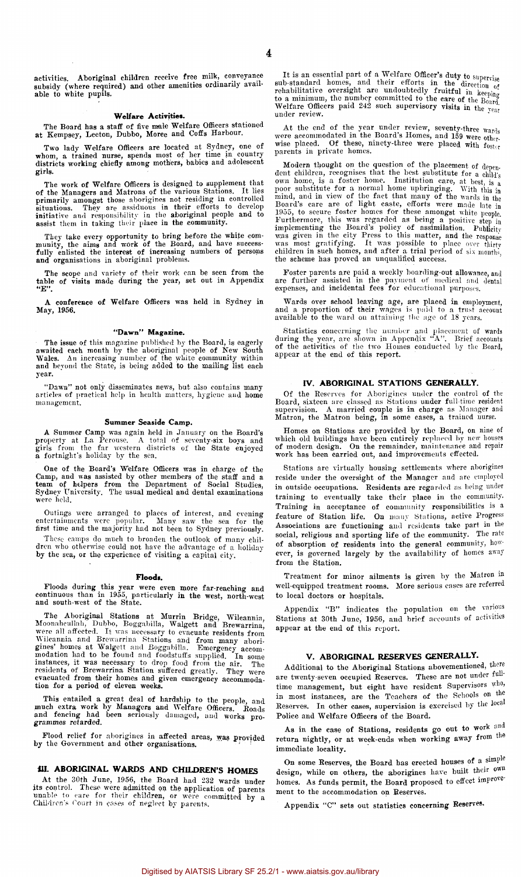activities. Aboriginal children receive free milk, conveyance subsidy (where required) and other amenities ordinarily available to white pupils.

### Welfare Activities.

The Board has a staff of five male Welfare Officers stationed at Kempsey, Leeton, Dubbo, Moree and Coffs Harbour.

Two lady Welfare Officers are located at Sydney, one of whom, a trained nurse, spends most of her time in country districts working chiefly among mothers, babies and adolescent girls.

The work of Welfare Officers is designed to supplement that of the Managers and Matrons of the various Stations. It lies primarily amongst those aborigines not residing in controlled situations. They are assiduous in their efforts to develop initiative and responsibility in the aboriginal people and to assist them in taking their place in the community.

They take every opportunity to bring before the white community, the aims and work of the Board, and have successfully enlisted the interest of increasing numbers of persons and organisations in aboriginal problems.

The scope and variety of their work can be seen from the table of visits made during the year, set out in Appendix "E".

A conference of Welfare Officers was held in Sydney in May, 1956.

### "Dawn" Magazine.

The issue of this magazine published by the Board, is eagerly awaited each month by the aboriginal people of New South Wales. An increasing number of the white community within and beyond the State, is being added to the mailing list each year.

"Dawn" not only disseminates news, but also contains many articles of practical help in health matters, hygiene and home management.

### Summer Seaside Camp.

A Summer Camp was again held in January on the Board's property at La Perouse. A total of seventy-six boys and girls from the far western districts of the State enjoyed a fortnight's holiday by the sea.

One of the Board's Welfare Officers was in charge of the Camp, and was assisted by other members of the staff and a team of helpers from the Department of Social Studies, Sydney University. The usual medical and dental examinations were held.

Outings were arranged to places of interest, and evening entertainments were popular. Many saw the sea for the first time and the majority had not been to Sydney previously.

These camps do much to broaden the outlook of many children who otherwise could not have the advantage of a holiday by the sea, or the experience of visiting a capital city.

### Floods.

Floods during this year were even more far-reaching and continuous than in 1955, particularly in the west, north-west and south-west of the State.

The Aboriginal Stations at Murrin Bridge, Wilcannia, Moonahcullah, Dubbo, Boggabilla, Walgett and Brewarrina, were all affected. It was necessary to evacuate residents from Wilcannia and Brewarrina Stations and from many aborigines' homes at Walgett and Boggabilla. Emergency accommodation had to be found and foodstuffs supplied. In some instances, it was necessary to drop food from the air. The residents of Brewarrina Station suffered greatly. They were evacuated from their homes and given emergency accommodation for a period of eleven weeks.

This entailed a great deal of hardship to the people, and much extra work by Managers and Welfare Officers. Roads and fencing had been seriously damaged, and works programmes retarded.

Flood relief for aborigines in affected areas, was provided by the Government and other organisations.

## III. ABORIGINAL WARDS AND CHILDREN'S HOMES

At the 30th June, 1956, the Board had 232 wards under its control. These were admitted on the application of parents unable to care for their children, or were committed by a Children's Court in cases of neglect by parents.

It is an essential part of a Welfare Officer's duty to supervise sub-standard homes, and their efforts in the direction of rehabilitative oversight are undoubtedly fruitful in keeping to a minimum, the number committed to the care of the Board. Welfare Officers paid 242 such supervisory visits in the year under review.

At the end of the year under review, seventy-three wards were accommodated in the Board's Homes, and 159 were otherwise placed. Of these, ninety-three were placed with foster parents in private homes.

Modern thought on the question of the placement of dependent children, recognises that the best substitute for a child's own home, is a foster home. Institution care, at best, is a poor substitute for a normal home upbringing. With this in mind, and in view of the fact that many of the wards in the Board's care are of light caste, efforts were made late in 1955, to secure foster homes for these amongst white people. Furthermore, this was regarded as being a positive step in implementing the Board's policy of assimilation. Publicity was given in the city Press to this matter, and the response was most gratifying. It was possible to place over thirty children in such homes, and after a trial period of six months, the scheme has proved an unqualified success.

Foster parents are paid a weekly boarding-out allowance, and are further assisted in the payment of medical and dental expenses, and incidental fees for educational purposes.

Wards over school leaving age, are placed in employment, and a proportion of their wages is paid to a trust account available to the ward on attaining the age of 18 years.

Statistics concerning the number and placement of wards during the year, are shown in Appendix "A". Brief accounts of the activities of the two Homes conducted by the Board, appear at the end of this report.

## IV. ABORIGINAL STATIONS GENERALLY.

Of the Reserves for Aborigines under the control of the Board, sixteen are classed as Stations under full-time resident supervision. A married couple is in charge as Manager and Matron, the Matron being, in some cases, a trained nurse.

Homes on Stations are provided by the Board, on nine of which old buildings have been entirely replaced by new houses of modern design. On the remainder, maintenance and repair work has been carried out, and improvements effected.

Stations are virtually housing settlements where aborigines reside under the oversight of the Manager and are employed in outside occupations. Residents are regarded as being under training to eventually take their place in the community. Training in acceptance of community responsibilities is a feature of Station life. On many Stations, active Progress Associations are functioning and residents take part in the social, religious and sporting life of the community. The rate of absorption of residents into the general community, however, is governed largely by the availability of homes away from the Station.

Treatment for minor ailments is given by the Matron in well-equipped treatment rooms. More serious cases are referred to local doctors or hospitals.

Appendix "B" indicates the population on the various Stations at 30th June, 1956, and brief accounts of activities appear at the end of this report.

## V. ABORIGINAL RESERVES GENERALLY.

Additional to the Aboriginal Stations abovementioned, there are twenty-seven occupied Reserves. These are not under full-time management, but eight have resident Supervisors who, in most instances, are the Teachers of the Schools on the Reserves. In other cases, supervision is exercised by the local Police and Welfare Officers of the Board.

As in the case of Stations, residents go out to work and return nightly, or at week-ends when working away from the immediate locality.

On some Reserves, the Board has erected houses of a simple design, while on others, the aborigines have built their own homes. As funds permit, the Board proposed to effect improvement to the accommodation on Reserves.

Appendix "C" sets out statistics concerning Reserves.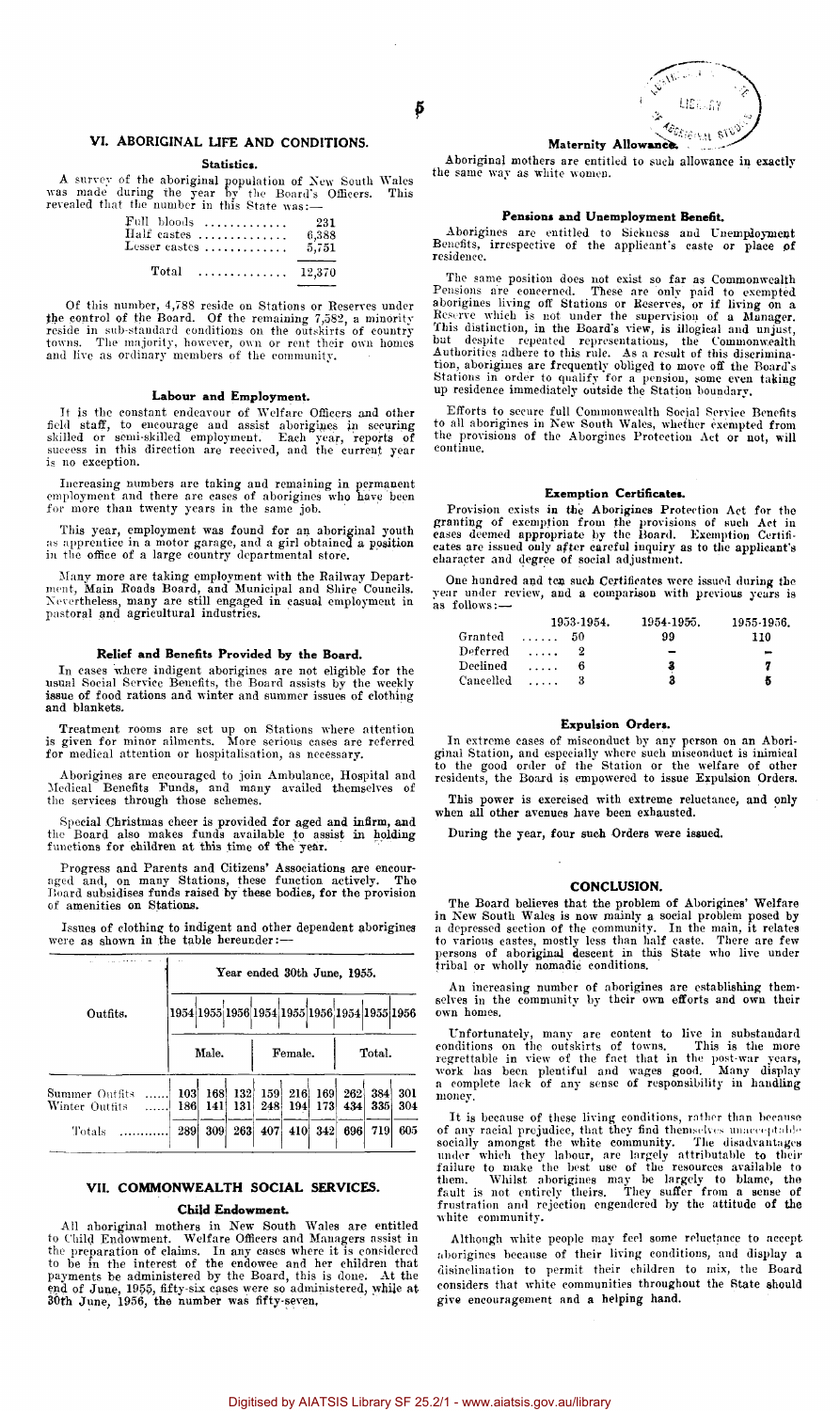## VI. ABORIGINAL LIFE AND CONDITIONS.

### Statistics.

A survey of the aboriginal population of New South Wales was made during the year by the Board's Officers. This revealed that the number in this State was:—

| | |
|---|---|
| Full bloods | 231 |
| Half castes | 6,388 |
| Lesser castes | 5,751 |
| Total | 12,370 |

Of this number, 4,788 reside on Stations or Reserves under the control of the Board. Of the remaining 7,582, a minority reside in sub-standard conditions on the outskirts of country towns. The majority, however, own or rent their own homes and live as ordinary members of the community.

### Labour and Employment.

It is the constant endeavour of Welfare Officers and other field staff, to encourage and assist aborigines in securing skilled or semi-skilled employment. Each year, reports of success in this direction are received, and the current year is no exception.

Increasing numbers are taking and remaining in permanent employment and there are cases of aborigines who have been for more than twenty years in the same job.

This year, employment was found for an aboriginal youth as apprentice in a motor garage, and a girl obtained a position in the office of a large country departmental store.

Many more are taking employment with the Railway Department, Main Roads Board, and Municipal and Shire Councils. Nevertheless, many are still engaged in casual employment in pastoral and agricultural industries.

### Relief and Benefits Provided by the Board.

In cases where indigent aborigines are not eligible for the usual Social Service Benefits, the Board assists by the weekly issue of food rations and winter and summer issues of clothing and blankets.

Treatment rooms are set up on Stations where attention is given for minor ailments. More serious cases are referred for medical attention or hospitalisation, as necessary.

Aborigines are encouraged to join Ambulance, Hospital and Medical Benefits Funds, and many availed themselves of the services through those schemes.

Special Christmas cheer is provided for aged and infirm, and the Board also makes funds available to assist in holding functions for children at this time of the year.

Progress and Parents and Citizens' Associations are encouraged and, on many Stations, these function actively. The Board subsidises funds raised by these bodies, for the provision of amenities on Stations.

Issues of clothing to indigent and other dependent aborigines were as shown in the table hereunder:—

| Outfits. | Year ended 30th June, 1955. | | | | | | | | |
|---|---|---|---|---|---|---|---|---|---|
| | Male. | | | Female. | | | Total. | | |
| | 1954 | 1955 | 1956 | 1954 | 1955 | 1956 | 1954 | 1955 | 1956 |
| Summer Outfits | 103 | 168 | 132 | 159 | 216 | 169 | 262 | 384 | 301 |
| Winter Outfits | 186 | 141 | 131 | 248 | 194 | 173 | 434 | 335 | 304 |
| Totals | 289 | 309 | 263 | 407 | 410 | 342 | 696 | 719 | 605 |

## VII. COMMONWEALTH SOCIAL SERVICES.

### Child Endowment.

All aboriginal mothers in New South Wales are entitled to Child Endowment. Welfare Officers and Managers assist in the preparation of claims. In any cases where it is considered to be in the interest of the endowee and her children that payments be administered by the Board, this is done. At the end of June, 1955, fifty-six cases were so administered, while at 30th June, 1956, the number was fifty-seven.

### Maternity Allowance.

Aboriginal mothers are entitled to such allowance in exactly the same way as white women.

### Pensions and Unemployment Benefit.

Aborigines are entitled to Sickness and Unemployment Benefits, irrespective of the applicant's caste or place of residence.

The same position does not exist so far as Commonwealth Pensions are concerned. These are only paid to exempted aborigines living off Stations or Reserves, or if living on a Reserve which is not under the supervision of a Manager. This distinction, in the Board's view, is illogical and unjust, but despite repeated representations, the Commonwealth Authorities adhere to this rule. As a result of this discrimination, aborigines are frequently obliged to move off the Board's Stations in order to qualify for a pension, some even taking up residence immediately outside the Station boundary.

Efforts to secure full Commonwealth Social Service Benefits to all aborigines in New South Wales, whether exempted from the provisions of the Abogines Protection Act or not, will continue.

### Exemption Certificates.

Provision exists in the Aborigines Protection Act for the granting of exemption from the provisions of such Act in cases deemed appropriate by the Board. Exemption Certificates are issued only after careful inquiry as to the applicant's character and degree of social adjustment.

One hundred and ten such Certificates were issued during the year under review, and a comparison with previous years is as follows:—

| | 1953-1954. | 1954-1955. | 1955-1956. |
|---|---|---|---|
| Granted | 50 | 99 | 110 |
| Deferred | 2 | – | – |
| Declined | 6 | 3 | 7 |
| Cancelled | 3 | 3 | 5 |

### Expulsion Orders.

In extreme cases of misconduct by any person on an Aboriginal Station, and especially where such misconduct is inimical to the good order of the Station or the welfare of other residents, the Board is empowered to issue Expulsion Orders.

This power is exercised with extreme reluctance, and only when all other avenues have been exhausted.

During the year, four such Orders were issued.

## CONCLUSION.

The Board believes that the problem of Aborigines' Welfare in New South Wales is now mainly a social problem posed by a depressed section of the community. In the main, it relates to various castes, mostly less than half caste. There are few persons of aboriginal descent in this State who live under tribal or wholly nomadic conditions.

An increasing number of aborigines are establishing themselves in the community by their own efforts and own their own homes.

Unfortunately, many are content to live in substandard conditions on the outskirts of towns. This is the more regrettable in view of the fact that in the post-war years, work has been plentiful and wages good. Many display a complete lack of any sense of responsibility in handling money.

It is because of these living conditions, rather than because of any racial prejudice, that they find themselves unacceptable socially amongst the white community. The disadvantages under which they labour, are largely attributable to their failure to make the best use of the resources available to them. Whilst aborigines may be largely to blame, the fault is not entirely theirs. They suffer from a sense of frustration and rejection engendered by the attitude of the white community.

Although white people may feel some reluctance to accept aborigines because of their living conditions, and display a disinclination to permit their children to mix, the Board considers that white communities throughout the State should give encouragement and a helping hand.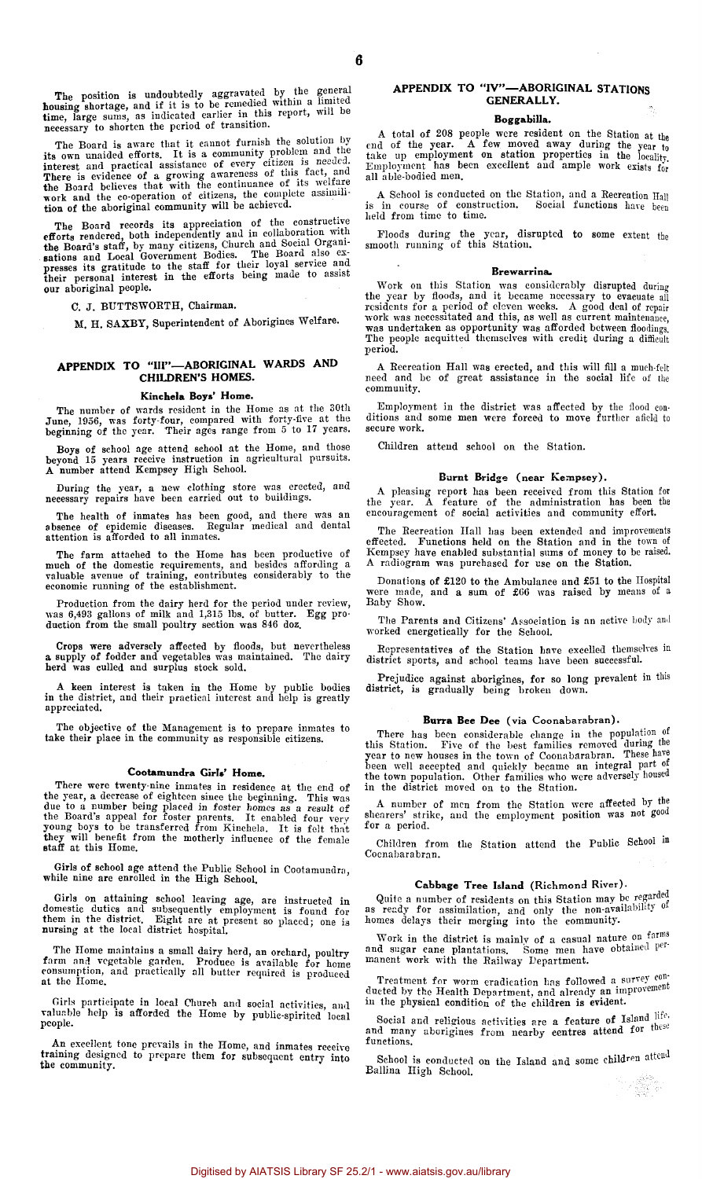The position is undoubtedly aggravated by the general housing shortage, and if it is to be remedied within a limited time, large sums, as indicated earlier in this report, will be necessary to shorten the period of transition.

The Board is aware that it cannot furnish the solution by its own unaided efforts. It is a community problem and the interest and practical assistance of every citizen is needed. There is evidence of a growing awareness of this fact, and the Board believes that with the continuance of its welfare work and the co-operation of citizens, the complete assimilation of the aboriginal community will be achieved.

The Board records its appreciation of the constructive efforts rendered, both independently and in collaboration with the Board's staff, by many citizens, Church and Social Organisations and Local Government Bodies. The Board also expresses its gratitude to the staff for their loyal service and their personal interest in the efforts being made to assist our aboriginal people.

C. J. BUTTSWORTH, Chairman.

M. H. SAXBY, Superintendent of Aborigines Welfare.

## APPENDIX TO "III"—ABORIGINAL WARDS AND CHILDREN'S HOMES.

### Kinchela Boys' Home.

The number of wards resident in the Home as at the 30th June, 1956, was forty-four, compared with forty-five at the beginning of the year. Their ages range from 5 to 17 years.

Boys of school age attend school at the Home, and those beyond 15 years receive instruction in agricultural pursuits. A number attend Kempsey High School.

During the year, a new clothing store was erected, and necessary repairs have been carried out to buildings.

The health of inmates has been good, and there was an absence of epidemic diseases. Regular medical and dental attention is afforded to all inmates.

The farm attached to the Home has been productive of much of the domestic requirements, and besides affording a valuable avenue of training, contributes considerably to the economic running of the establishment.

Production from the dairy herd for the period under review, was 6,493 gallons of milk and 1,315 lbs. of butter. Egg production from the small poultry section was 846 doz.

Crops were adversely affected by floods, but nevertheless a supply of fodder and vegetables was maintained. The dairy herd was culled and surplus stock sold.

A keen interest is taken in the Home by public bodies in the district, and their practical interest and help is greatly appreciated.

The objective of the Management is to prepare inmates to take their place in the community as responsible citizens.

### Cootamundra Girls' Home.

There were twenty-nine inmates in residence at the end of the year, a decrease of eighteen since the beginning. This was due to a number being placed in foster homes as a result of the Board's appeal for foster parents. It enabled four very young boys to be transferred from Kinchela. It is felt that they will benefit from the motherly influence of the female staff at this Home.

Girls of school age attend the Public School in Cootamundra, while nine are enrolled in the High School.

Girls on attaining school leaving age, are instructed in domestic duties and subsequently employment is found for them in the district. Eight are at present so placed; one is nursing at the local district hospital.

The Home maintains a small dairy herd, an orchard, poultry farm and vegetable garden. Produce is available for home consumption, and practically all butter required is produced at the Home.

Girls participate in local Church and social activities, and valuable help is afforded the Home by public-spirited local people.

An excellent tone prevails in the Home, and inmates receive training designed to prepare them for subsequent entry into the community.

## APPENDIX TO "IV"—ABORIGINAL STATIONS GENERALLY.

### Boggabilla.

A total of 208 people were resident on the Station at the end of the year. A few moved away during the year to take up employment on station properties in the locality. Employment has been excellent and ample work exists for all able-bodied men.

A School is conducted on the Station, and a Recreation Hall is in course of construction. Social functions have been held from time to time.

Floods during the year, disrupted to some extent the smooth running of this Station.

### Brewarrina.

Work on this Station was considerably disrupted during the year by floods, and it became necessary to evacuate all residents for a period of eleven weeks. A good deal of repair work was necessitated and this, as well as current maintenance, was undertaken as opportunity was afforded between floodings. The people acquitted themselves with credit during a difficult period.

A Recreation Hall was erected, and this will fill a much-felt need and be of great assistance in the social life of the community.

Employment in the district was affected by the flood conditions and some men were forced to move further afield to secure work.

Children attend school on the Station.

### Burnt Bridge (near Kempsey).

A pleasing report has been received from this Station for the year. A feature of the administration has been the encouragement of social activities and community effort.

The Recreation Hall has been extended and improvements effected. Functions held on the Station and in the town of Kempsey have enabled substantial sums of money to be raised. A radiogram was purchased for use on the Station.

Donations of £120 to the Ambulance and £51 to the Hospital were made, and a sum of £66 was raised by means of a Baby Show.

The Parents and Citizens' Association is an active body and worked energetically for the School.

Representatives of the Station have excelled themselves in district sports, and school teams have been successful.

Prejudice against aborigines, for so long prevalent in this district, is gradually being broken down.

### Burra Bee Dee (via Coonabarabran).

There has been considerable change in the population of this Station. Five of the best families removed during the year to new houses in the town of Coonabarabran. These have been well accepted and quickly became an integral part of the town population. Other families who were adversely housed in the district moved on to the Station.

A number of men from the Station were affected by the shearers' strike, and the employment position was not good for a period.

Children from the Station attend the Public School in Coonabarabran.

### Cabbage Tree Island (Richmond River).

Quite a number of residents on this Station may be regarded as ready for assimilation, and only the non-availability of homes delays their merging into the community.

Work in the district is mainly of a casual nature on farms and sugar cane plantations. Some men have obtained permanent work with the Railway Department.

Treatment for worm eradication has followed a survey conducted by the Health Department, and already an improvement in the physical condition of the children is evident.

Social and religious activities are a feature of Island life, and many aborigines from nearby centres attend for these functions.

School is conducted on the Island and some children attend Ballina High School.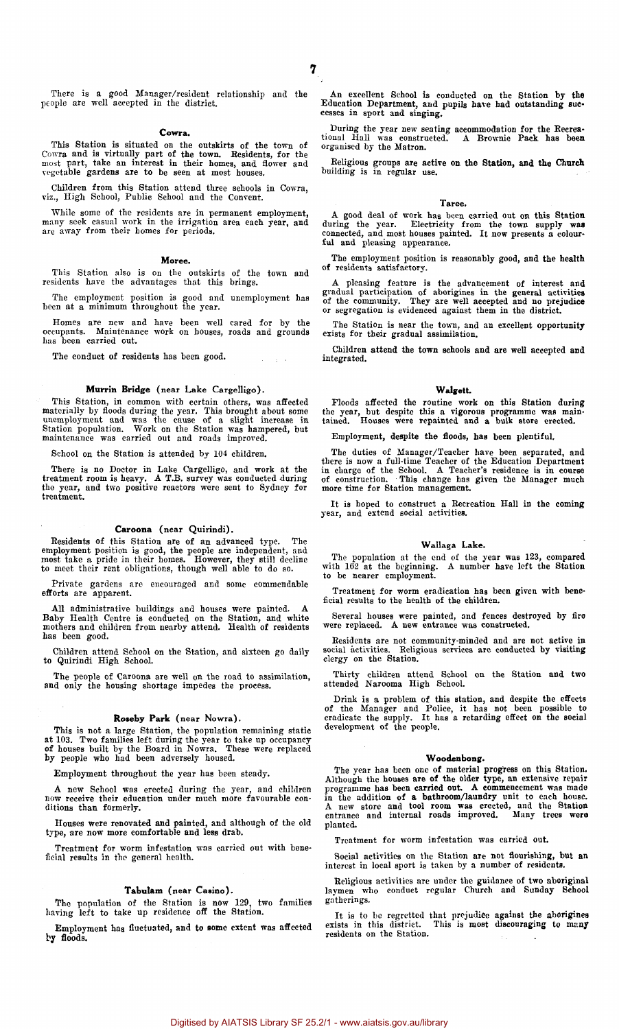There is a good Manager/resident relationship and the people are well accepted in the district.

### Cowra.

This Station is situated on the outskirts of the town of Cowra and is virtually part of the town. Residents, for the most part, take an interest in their homes, and flower and vegetable gardens are to be seen at most houses.

Children from this Station attend three schools in Cowra, viz., High School, Public School and the Convent.

While some of the residents are in permanent employment, many seek casual work in the irrigation area each year, and are away from their homes for periods.

### Moree.

This Station also is on the outskirts of the town and residents have the advantages that this brings.

The employment position is good and unemployment has been at a minimum throughout the year.

Homes are new and have been well cared for by the occupants. Maintenance work on houses, roads and grounds has been carried out.

The conduct of residents has been good.

### Murrin Bridge (near Lake Cargelligo).

This Station, in common with certain others, was affected materially by floods during the year. This brought about some unemployment and was the cause of a slight increase in Station population. Work on the Station was hampered, but maintenance was carried out and roads improved.

School on the Station is attended by 104 children.

There is no Doctor in Lake Cargelligo, and work at the treatment room is heavy. A T.B. survey was conducted during the year, and two positive reactors were sent to Sydney for treatment.

### Caroona (near Quirindi).

Residents of this Station are of an advanced type. The employment position is good, the people are independent, and most take a pride in their homes. However, they still decline to meet their rent obligations, though well able to do so.

Private gardens are encouraged and some commendable efforts are apparent.

All administrative buildings and houses were painted. A Baby Health Centre is conducted on the Station, and white mothers and children from nearby attend. Health of residents has been good.

Children attend School on the Station, and sixteen go daily to Quirindi High School.

The people of Caroona are well on the road to assimilation, and only the housing shortage impedes the process.

### Roseby Park (near Nowra).

This is not a large Station, the population remaining static at 103. Two families left during the year to take up occupancy of houses built by the Board in Nowra. These were replaced by people who had been adversely housed.

Employment throughout the year has been steady.

A new School was erected during the year, and children now receive their education under much more favourable conditions than formerly.

Houses were renovated and painted, and although of the old type, are now more comfortable and less drab.

Treatment for worm infestation was carried out with beneficial results in the general health.

### Tabulam (near Casino).

The population of the Station is now 129, two families having left to take up residence off the Station.

Employment has fluctuated, and to some extent was affected by floods.

An excellent School is conducted on the Station by the Education Department, and pupils have had outstanding successes in sport and singing.

During the year new seating accommodation for the Recreational Hall was constructed. A Brownie Pack has been organised by the Matron.

Religious groups are active on the Station, and the Church building is in regular use.

### Taree.

A good deal of work has been carried out on this Station during the year. Electricity from the town supply was connected, and most houses painted. It now presents a colourful and pleasing appearance.

The employment position is reasonably good, and the health of residents satisfactory.

A pleasing feature is the advancement of interest and gradual participation of aborigines in the general activities of the community. They are well accepted and no prejudice or segregation is evidenced against them in the district.

The Station is near the town, and an excellent opportunity exists for their gradual assimilation.

Children attend the town schools and are well accepted and integrated.

### Walgett.

Floods affected the routine work on this Station during the year, but despite this a vigorous programme was maintained. Houses were repainted and a bulk store erected.

Employment, despite the floods, has been plentiful.

The duties of Manager/Teacher have been separated, and there is now a full-time Teacher of the Education Department in charge of the School. A Teacher's residence is in course of construction. This change has given the Manager much more time for Station management.

It is hoped to construct a Recreation Hall in the coming year, and extend social activities.

### Wallaga Lake.

The population at the end of the year was 123, compared with 162 at the beginning. A number have left the Station to be nearer employment.

Treatment for worm eradication has been given with beneficial results to the health of the children.

Several houses were painted, and fences destroyed by fire were replaced. A new entrance was constructed.

Residents are not community-minded and are not active in social activities. Religious services are conducted by visiting clergy on the Station.

Thirty children attend School on the Station and two attended Narooma High School.

Drink is a problem of this station, and despite the efforts of the Manager and Police, it has not been possible to eradicate the supply. It has a retarding effect on the social development of the people.

### Woodenbong.

The year has been one of material progress on this Station. Although the houses are of the older type, an extensive repair programme has been carried out. A commencement was made in the addition of a bathroom/laundry unit to each house. A new store and tool room was erected, and the Station entrance and internal roads improved. Many trees were planted.

Treatment for worm infestation was carried out.

Social activities on the Station are not flourishing, but an interest in local sport is taken by a number of residents.

Religious activities are under the guidance of two aboriginal laymen who conduct regular Church and Sunday School gatherings.

It is to be regretted that prejudice against the aborigines exists in this district. This is most discouraging to many residents on the Station.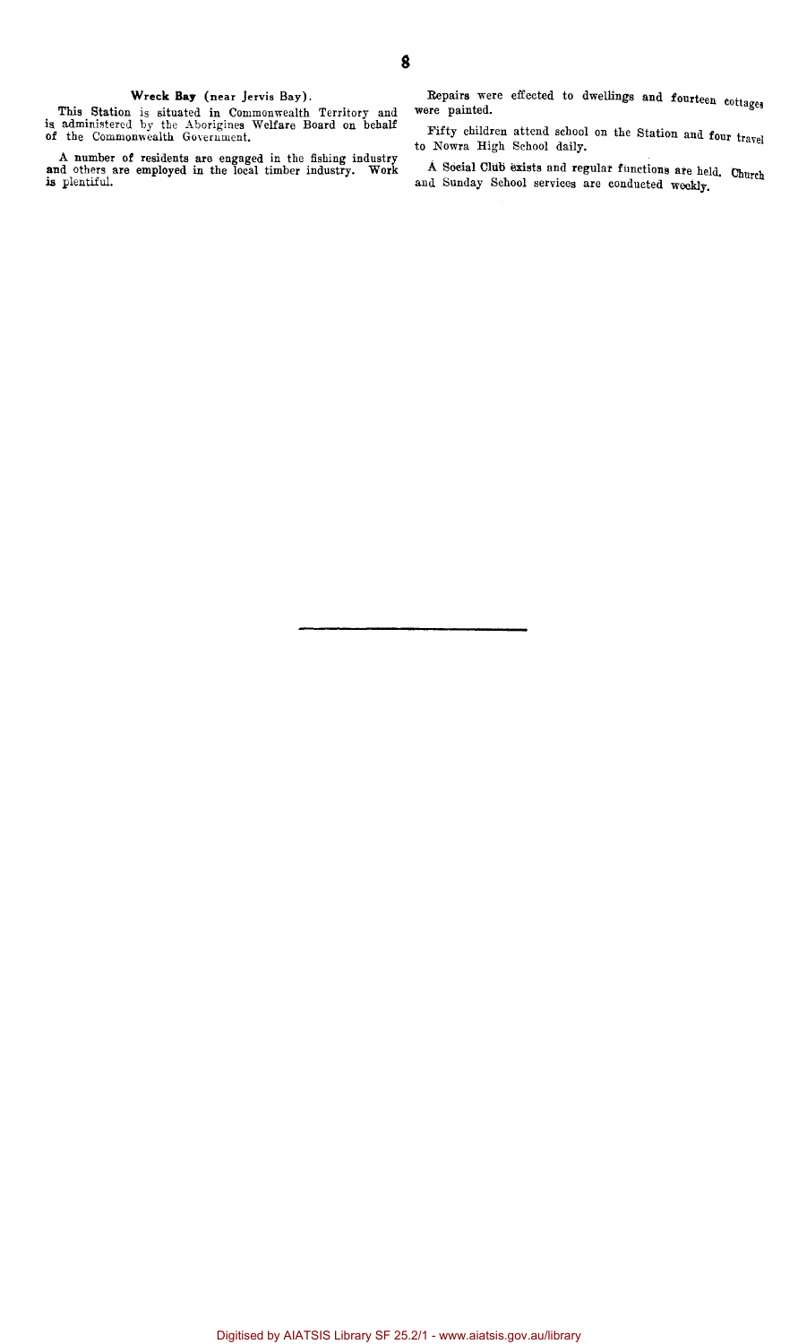### Wreck Bay (near Jervis Bay).

This Station is situated in Commonwealth Territory and is administered by the Aborigines Welfare Board on behalf of the Commonwealth Government.

A number of residents are engaged in the fishing industry and others are employed in the local timber industry. Work is plentiful.

Repairs were effected to dwellings and fourteen cottages were painted.

Fifty children attend school on the Station and four travel to Nowra High School daily.

A Social Club exists and regular functions are held. Church and Sunday School services are conducted weekly.

---

Digitised by AIATSIS Library SF 25.2/1 - www.aiatsis.gov.au/library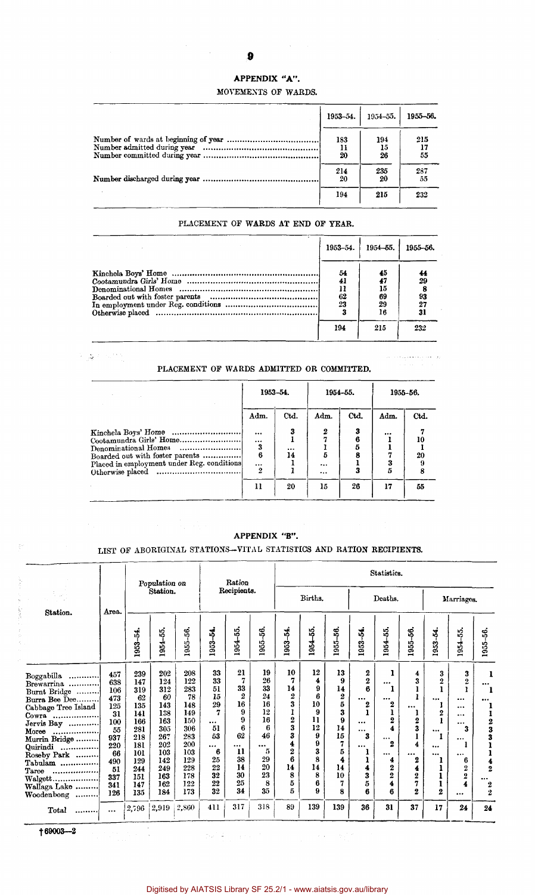## APPENDIX "A".

### MOVEMENTS OF WARDS.

| | 1953–54. | 1954–55. | 1955–56. |
|---|---|---|---|
| Number of wards at beginning of year | 183 | 194 | 215 |
| Number admitted during year | 11 | 15 | 17 |
| Number committed during year | 20 | 26 | 55 |
| | 214 | 235 | 287 |
| Number discharged during year | 20 | 20 | 55 |
| | 194 | 215 | 232 |

### PLACEMENT OF WARDS AT END OF YEAR.

| | 1953–54. | 1954–55. | 1955–56. |
|---|---|---|---|
| Kinchela Boys' Home | 54 | 45 | 44 |
| Cootamundra Girls' Home | 41 | 47 | 29 |
| Denominational Homes | 11 | 15 | 8 |
| Boarded out with foster parents | 62 | 69 | 93 |
| In employment under Reg. conditions | 23 | 29 | 27 |
| Otherwise placed | 3 | 16 | 31 |
| | 194 | 215 | 232 |

### PLACEMENT OF WARDS ADMITTED OR COMMITTED.

| | 1953–54. | | 1954–55. | | 1955–56. | |
|---|---|---|---|---|---|---|
| | Adm. | Ctd. | Adm. | Ctd. | Adm. | Ctd. |
| Kinchela Boys' Home | ... | 3 | 2 | 3 | ... | 7 |
| Cootamundra Girls' Home | ... | 1 | 7 | 6 | 1 | 10 |
| Denominational Homes | 3 | ... | 1 | 5 | 1 | 1 |
| Boarded out with foster parents | 6 | 14 | 5 | 8 | 7 | 20 |
| Placed in employment under Reg. conditions | ... | 1 | ... | 1 | 3 | 9 |
| Otherwise placed | 2 | 1 | ... | 3 | 5 | 8 |
| | 11 | 20 | 15 | 26 | 17 | 55 |

## APPENDIX "B".

### LIST OF ABORIGINAL STATIONS—VITAL STATISTICS AND RATION RECIPIENTS.

| Station. | Area. | Population on Station. | | | Ration Recipients. | | | Statistics. Births. | | | Deaths. | | | Marriages. | | |
|---|---|---|---|---|---|---|---|---|---|---|---|---|---|---|---|---|
| | | 1953–54. | 1954–55. | 1955–56. | 1953–54. | 1954–55. | 1955–56. | 1953–54. | 1954–55. | 1955–56. | 1953–54. | 1954–55. | 1955–56. | 1953–54. | 1954–55. | 1955–56. |
| Boggabilla | 457 | 239 | 202 | 208 | 33 | 21 | 19 | 10 | 12 | 13 | 2 | 1 | 4 | 3 | 3 | 1 |
| Brewarrina | 638 | 147 | 124 | 122 | 33 | 7 | 26 | 7 | 4 | 9 | 2 | ... | 3 | 2 | 2 | ... |
| Burnt Bridge | 106 | 319 | 312 | 283 | 51 | 33 | 33 | 14 | 9 | 14 | 6 | 1 | 1 | 1 | 1 | 1 |
| Burra Bee Dee | 473 | 62 | 60 | 78 | 15 | 2 | 24 | 2 | 6 | 2 | ... | ... | 1 | ... | ... | ... |
| Cabbage Tree Island | 125 | 135 | 143 | 148 | 29 | 16 | 16 | 3 | 10 | 5 | 2 | 2 | ... | 1 | ... | 1 |
| Cowra | 31 | 141 | 138 | 149 | 7 | 9 | 12 | 1 | 9 | 3 | 1 | 1 | 1 | 2 | ... | 1 |
| Jervis Bay | 100 | 166 | 163 | 150 | ... | 9 | 16 | 2 | 11 | 9 | ... | 2 | 2 | 1 | ... | 2 |
| Moree | 55 | 281 | 305 | 306 | 51 | 6 | 6 | 3 | 12 | 14 | ... | 4 | 3 | ... | 3 | 3 |
| Murrin Bridge | 937 | 218 | 267 | 283 | 53 | 62 | 46 | 3 | 9 | 15 | 3 | ... | 1 | 1 | ... | 3 |
| Quirindi | 220 | 181 | 202 | 200 | ... | ... | ... | 4 | 9 | 7 | ... | 2 | 4 | ... | 1 | 1 |
| Roseby Park | 66 | 101 | 103 | 103 | 6 | 11 | 5 | 2 | 3 | 5 | 1 | ... | ... | ... | ... | 1 |
| Tabulam | 490 | 129 | 142 | 129 | 25 | 38 | 29 | 6 | 8 | 4 | 1 | 4 | 2 | 1 | 6 | 4 |
| Taree | 51 | 244 | 249 | 228 | 22 | 14 | 20 | 14 | 14 | 14 | 4 | 2 | 4 | 1 | 2 | 2 |
| Walgett | 337 | 151 | 163 | 178 | 32 | 30 | 23 | 8 | 8 | 10 | 3 | 2 | 2 | 1 | 2 | ... |
| Wallaga Lake | 341 | 147 | 162 | 122 | 22 | 25 | 8 | 5 | 6 | 7 | 5 | 4 | 7 | 1 | 4 | 2 |
| Woodenbong | 126 | 135 | 184 | 173 | 32 | 34 | 35 | 5 | 9 | 8 | 6 | 6 | 2 | 2 | ... | 2 |
| Total | ... | 2,796 | 2,919 | 2,860 | 411 | 317 | 318 | 89 | 139 | 139 | 36 | 31 | 37 | 17 | 24 | 24 |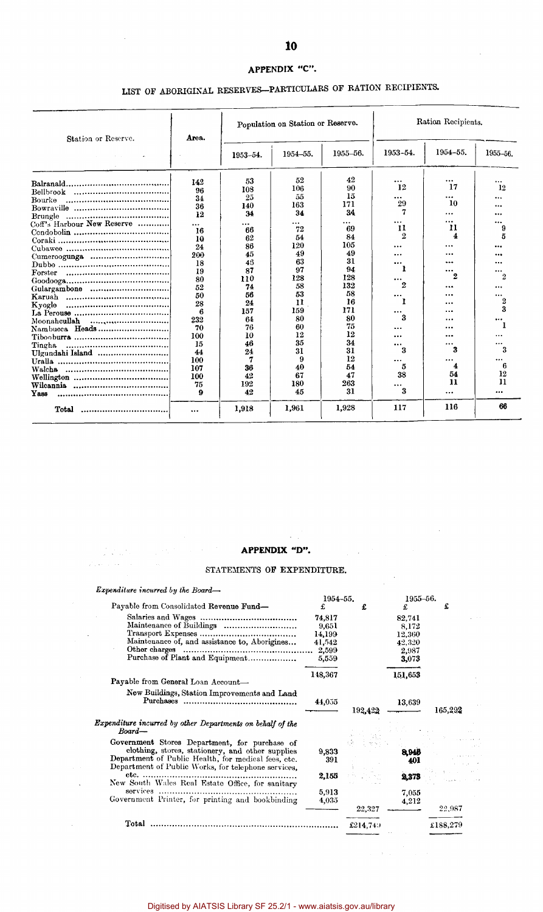## APPENDIX "C".

### LIST OF ABORIGINAL RESERVES—PARTICULARS OF RATION RECIPIENTS.

| Station or Reserve. | Area. | Population on Station or Reserve. | | | Ration Recipients. | | |
|---|---|---|---|---|---|---|---|
| | | 1953–54. | 1954–55. | 1955–56. | 1953–54. | 1954–55. | 1955–56. |
| Balranald | 142 | 53 | 52 | 42 | ... | ... | ... |
| Bellbrook | 96 | 108 | 106 | 90 | 12 | 17 | 12 |
| Bourke | 34 | 25 | 55 | 15 | ... | ... | ... |
| Bowraville | 36 | 140 | 163 | 171 | 29 | 10 | ... |
| Brungle | 12 | 34 | 34 | 34 | 7 | ... | ... |
| Coff's Harbour New Reserve | ... | ... | ... | ... | ... | ... | ... |
| Condobolin | 16 | 66 | 72 | 69 | 11 | 11 | 9 |
| Coraki | 10 | 62 | 54 | 84 | 2 | 4 | 5 |
| Cubawee | 24 | 86 | 120 | 105 | ... | ... | ... |
| Cumeroogunga | 200 | 45 | 49 | 49 | ... | ... | ... |
| Dubbo | 18 | 46 | 63 | 31 | ... | ... | ... |
| Forster | 19 | 87 | 97 | 94 | 1 | ... | ... |
| Goodooga | 80 | 110 | 128 | 128 | ... | 2 | 2 |
| Gulargambone | 52 | 74 | 58 | 132 | 2 | ... | ... |
| Karuah | 50 | 56 | 53 | 58 | ... | ... | ... |
| Kyogle | 28 | 24 | 11 | 16 | 1 | ... | 2 |
| La Perouse | 6 | 157 | 159 | 171 | ... | ... | 3 |
| Moonahcullah | 232 | 64 | 80 | 80 | 3 | ... | ... |
| Nambucca Heads | 70 | 76 | 60 | 75 | ... | ... | 1 |
| Tibooburra | 100 | 10 | 12 | 12 | ... | ... | ... |
| Tingha | 15 | 46 | 35 | 34 | ... | ... | ... |
| Ulgundahi Island | 44 | 24 | 31 | 31 | 3 | 3 | 3 |
| Uralla | 100 | 7 | 9 | 12 | ... | ... | ... |
| Walcha | 107 | 36 | 40 | 54 | 5 | 4 | 6 |
| Wellington | 100 | 42 | 67 | 47 | 38 | 54 | 12 |
| Wilcannia | 75 | 192 | 180 | 263 | ... | 11 | 11 |
| Yass | 9 | 42 | 45 | 31 | 3 | ... | ... |
| **Total** | ... | 1,918 | 1,961 | 1,928 | 117 | 116 | 66 |

## APPENDIX "D".

### STATEMENTS OF EXPENDITURE.

*Expenditure incurred by the Board—*

| | 1954–55. | | 1955–56. | |
|---|---|---|---|---|
| | £ | £ | £ | £ |
| Payable from Consolidated Revenue Fund— | | | | |
| Salaries and Wages | 74,817 | | 82,741 | |
| Maintenance of Buildings | 9,651 | | 8,172 | |
| Transport Expenses | 14,199 | | 12,360 | |
| Maintenance of, and assistance to, Aborigines | 41,542 | | 42,320 | |
| Other charges | 2,599 | | 2,987 | |
| Purchase of Plant and Equipment | 5,559 | | 3,073 | |
| | 148,367 | | 151,653 | |
| Payable from General Loan Account— | | | | |
| New Buildings, Station Improvements and Land Purchases | 44,055 | | 13,639 | |
| | | 192,422 | | 165,292 |
| *Expenditure incurred by other Departments on behalf of the Board—* | | | | |
| Government Stores Department, for purchase of clothing, stores, stationery, and other supplies | 9,833 | | 8,946 | |
| Department of Public Health, for medical fees, etc. | 391 | | 401 | |
| Department of Public Works, for telephone services, etc. | 2,155 | | 2,373 | |
| New South Wales Real Estate Office, for sanitary services | 5,913 | | 7,055 | |
| Government Printer, for printing and bookbinding | 4,035 | | 4,212 | |
| | | 22,327 | | 22,987 |
| **Total** | | £214,749 | | £188,279 |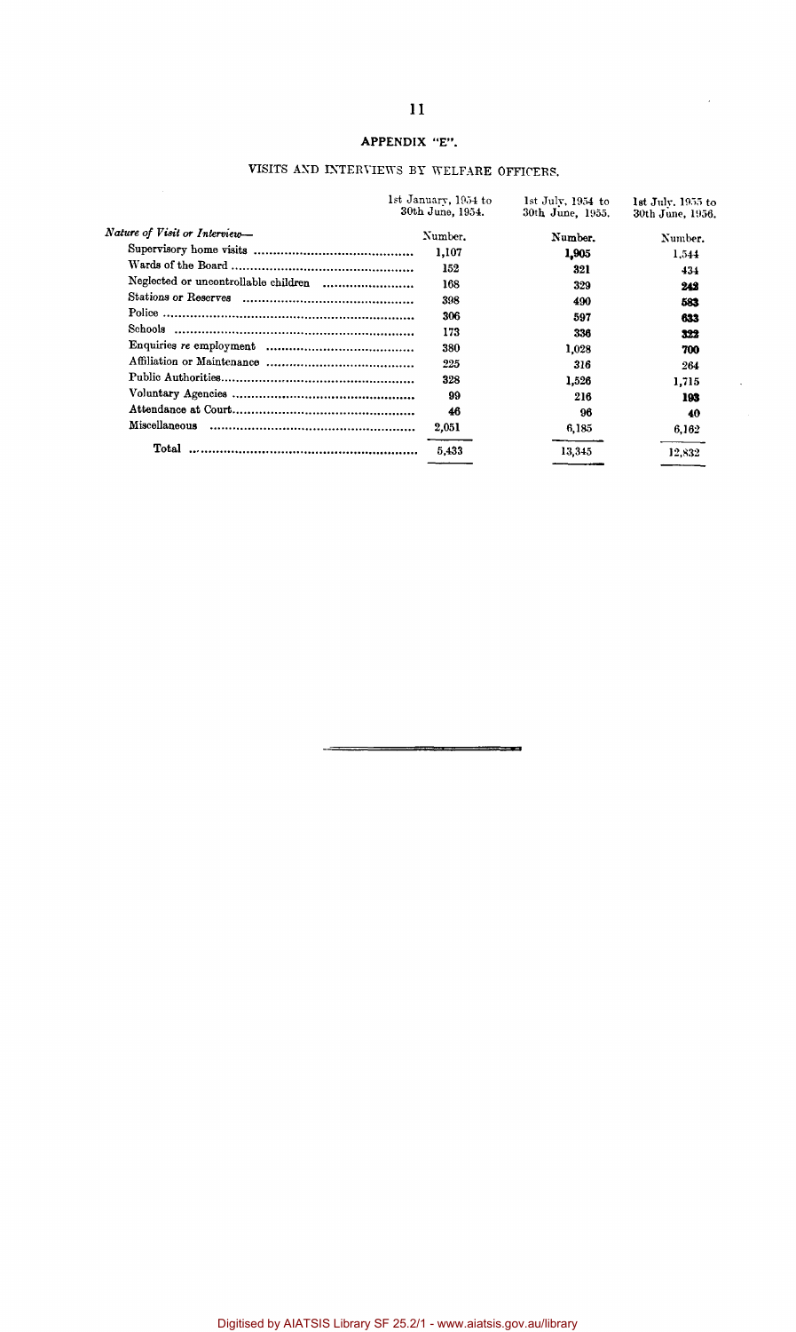## APPENDIX "E".

### VISITS AND INTERVIEWS BY WELFARE OFFICERS.

| | 1st January, 1954 to 30th June, 1954. | 1st July, 1954 to 30th June, 1955. | 1st July, 1955 to 30th June, 1956. |
|---|---|---|---|
| *Nature of Visit or Interview*— | Number. | Number. | Number. |
| Supervisory home visits | 1,107 | 1,905 | 1,544 |
| Wards of the Board | 152 | 321 | 434 |
| Neglected or uncontrollable children | 168 | 329 | 243 |
| Stations or Reserves | 398 | 490 | 583 |
| Police | 306 | 597 | 633 |
| Schools | 173 | 336 | 322 |
| Enquiries *re* employment | 380 | 1,028 | 700 |
| Affiliation or Maintenance | 225 | 316 | 264 |
| Public Authorities | 328 | 1,526 | 1,715 |
| Voluntary Agencies | 99 | 216 | 193 |
| Attendance at Court | 46 | 96 | 40 |
| Miscellaneous | 2,051 | 6,185 | 6,162 |
| Total | 5,433 | 13,345 | 12,832 |

Digitised by AIATSIS Library SF 25.2/1 - www.aiatsis.gov.au/library